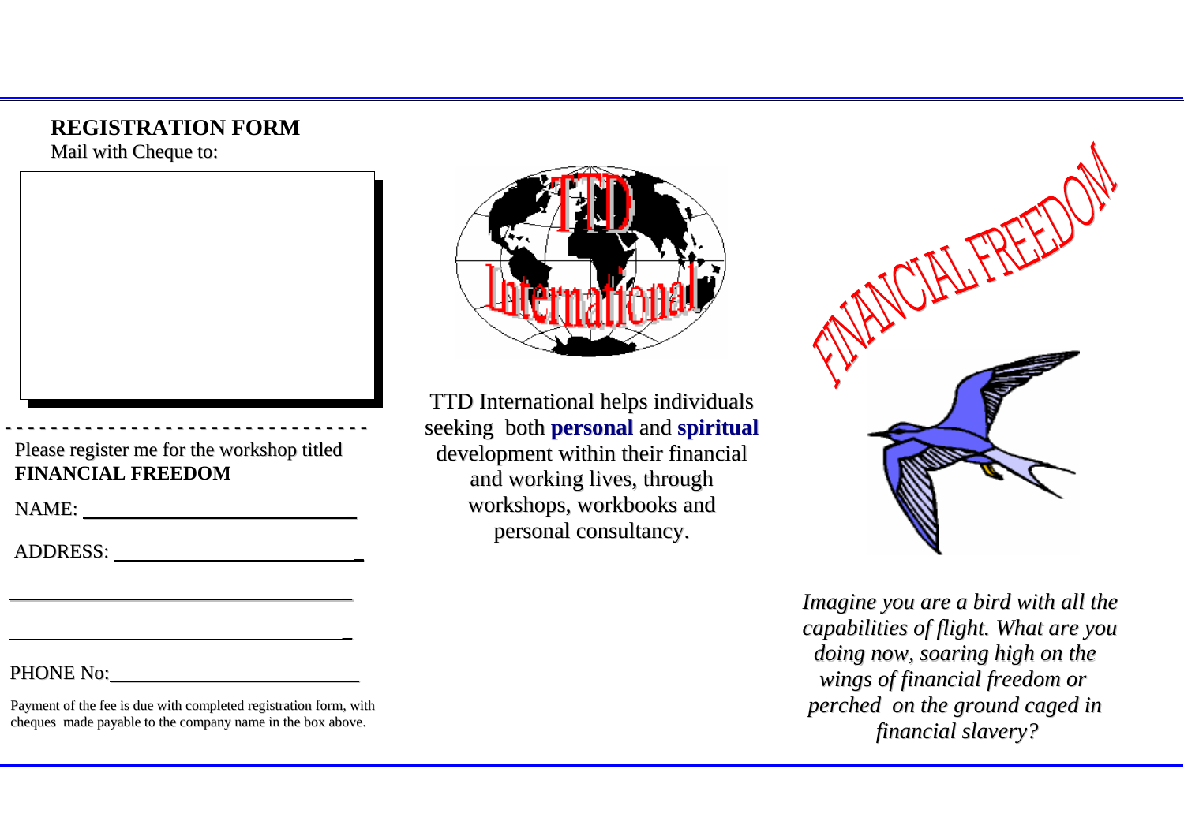## REGISTRATION FORM

Mail with Cheque to:

- - - - - - - - - - - - - - - - - - - - - - - - - - - - - - - -

Please register me for the workshop titled **FINANCIAL FREEDOM**

NAME: ____________________________

ADDRESS: ____________________________

____________________________

____________________________

PHONE No: ____________________________

Payment of the fee is due with completed registration form, with cheques made payable to the company name in the box above.

TTD International

TTD International helps individuals seeking both **personal** and **spiritual** development within their financial and working lives, through workshops, workbooks and personal consultancy.

FINANCIAL FREEDOM

*Imagine you are a bird with all the capabilities of flight. What are you doing now, soaring high on the wings of financial freedom or perched on the ground caged in financial slavery?*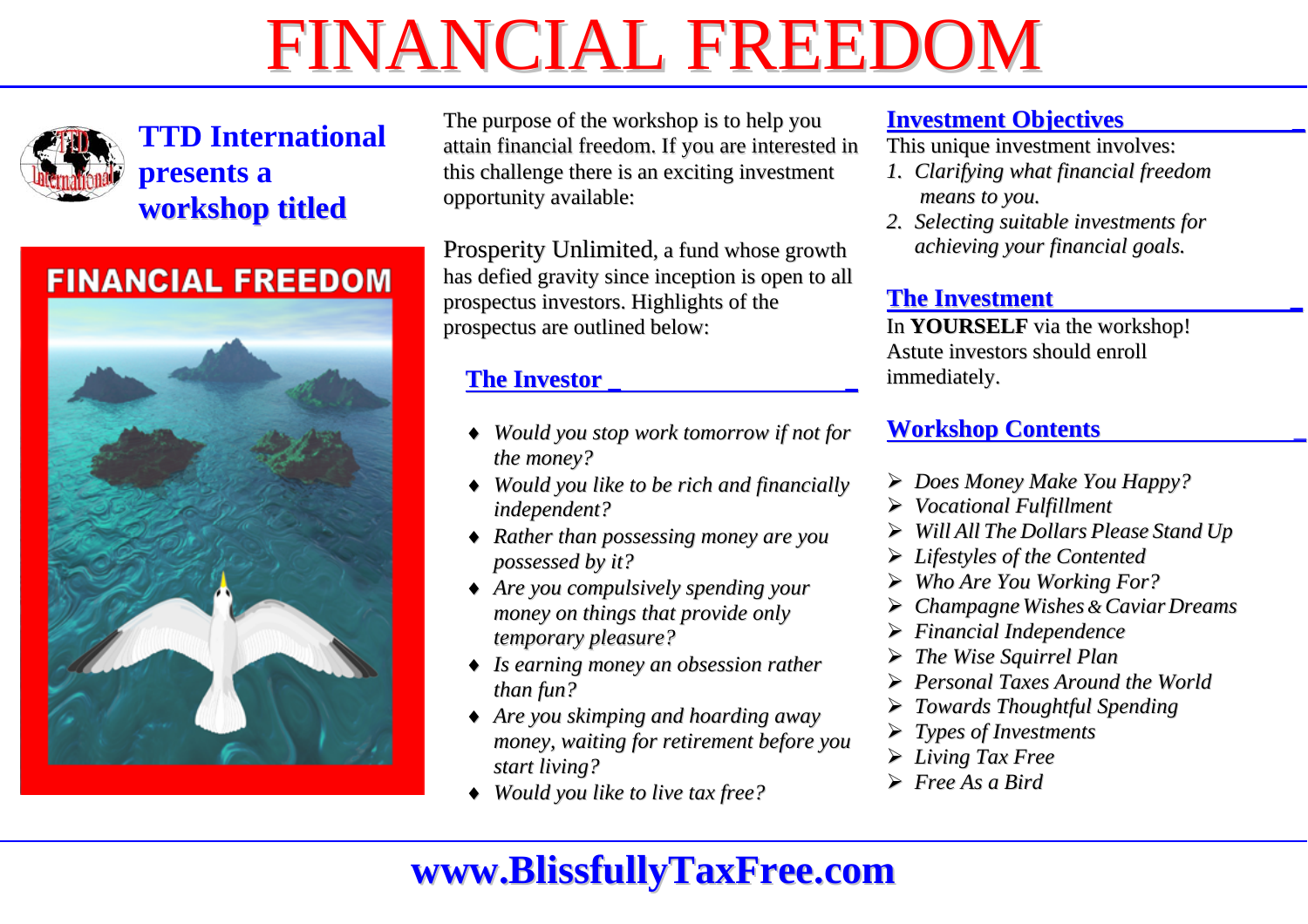# FINANCIAL FREEDOM

**TTD International presents a workshop titled**

FINANCIAL FREEDOM

The purpose of the workshop is to help you attain financial freedom. If you are interested in this challenge there is an exciting investment opportunity available:

Prosperity Unlimited, a fund whose growth has defied gravity since inception is open to all prospectus investors. Highlights of the prospectus are outlined below:

## The Investor

- *Would you stop work tomorrow if not for the money?*
- *Would you like to be rich and financially independent?*
- *Rather than possessing money are you possessed by it?*
- *Are you compulsively spending your money on things that provide only temporary pleasure?*
- *Is earning money an obsession rather than fun?*
- *Are you skimping and hoarding away money, waiting for retirement before you start living?*
- *Would you like to live tax free?*

## Investment Objectives

This unique investment involves:

1. *Clarifying what financial freedom means to you.*
2. *Selecting suitable investments for achieving your financial goals.*

## The Investment

In **YOURSELF** via the workshop! Astute investors should enroll immediately.

## Workshop Contents

- *Does Money Make You Happy?*
- *Vocational Fulfillment*
- *Will All The Dollars Please Stand Up*
- *Lifestyles of the Contented*
- *Who Are You Working For?*
- *Champagne Wishes & Caviar Dreams*
- *Financial Independence*
- *The Wise Squirrel Plan*
- *Personal Taxes Around the World*
- *Towards Thoughtful Spending*
- *Types of Investments*
- *Living Tax Free*
- *Free As a Bird*

**www.BlissfullyTaxFree.com**